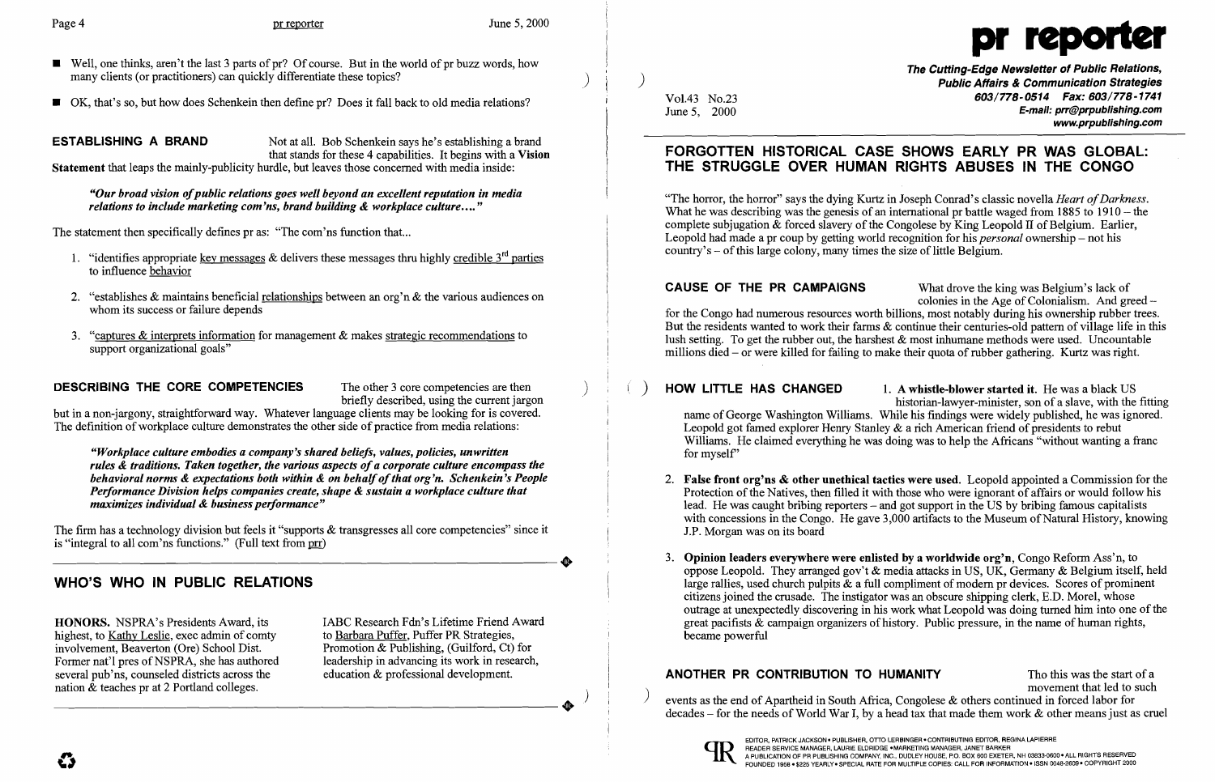- Well, one thinks, aren't the last 3 parts of pr? Of course. But in the world of pr buzz words, how many clients (or practitioners) can quickly differentiate these topics?
- OK, that's so, but how does Schenkein then define pr? Does it fall back to old media relations?

**ESTABLISHING A BRAND** Not at all. Bob Schenkein says he's establishing a brand that stands for these 4 capabilities. It begins with a **Vision Statement** that leaps the mainly-publicity hurdle, but leaves those concerned with media inside:

> ***"Our broad vision of public relations goes well beyond an excellent reputation in media relations to include marketing com'ns, brand building & workplace culture…."***

The statement then specifically defines pr as: "The com'ns function that...

1. "identifies appropriate key messages & delivers these messages thru highly credible 3rd parties to influence behavior
2. "establishes & maintains beneficial relationships between an org'n & the various audiences on whom its success or failure depends
3. "captures & interprets information for management & makes strategic recommendations to support organizational goals"

**DESCRIBING THE CORE COMPETENCIES** The other 3 core competencies are then briefly described, using the current jargon but in a non-jargony, straightforward way. Whatever language clients may be looking for is covered. The definition of workplace culture demonstrates the other side of practice from media relations:

> ***"Workplace culture embodies a company's shared beliefs, values, policies, unwritten rules & traditions. Taken together, the various aspects of a corporate culture encompass the behavioral norms & expectations both within & on behalf of that org'n. Schenkein's People Performance Division helps companies create, shape & sustain a workplace culture that maximizes individual & business performance"***

The firm has a technology division but feels it "supports & transgresses all core competencies" since it is "integral to all com'ns functions." (Full text from prr)

## WHO'S WHO IN PUBLIC RELATIONS

**HONORS.** NSPRA's Presidents Award, its highest, to Kathy Leslie, exec admin of comty involvement, Beaverton (Ore) School Dist. Former nat'l pres of NSPRA, she has authored several pub'ns, counseled districts across the nation & teaches pr at 2 Portland colleges.

IABC Research Fdn's Lifetime Friend Award to Barbara Puffer, Puffer PR Strategies, Promotion & Publishing, (Guilford, Ct) for leadership in advancing its work in research, education & professional development.

# pr reporter

**The Cutting-Edge Newsletter of Public Relations, Public Affairs & Communication Strategies**
**603/778-0514 Fax: 603/778-1741**
**E-mail: prr@prpublishing.com**
**www.prpublishing.com**

Vol.43 No.23
June 5, 2000

## FORGOTTEN HISTORICAL CASE SHOWS EARLY PR WAS GLOBAL: THE STRUGGLE OVER HUMAN RIGHTS ABUSES IN THE CONGO

"The horror, the horror" says the dying Kurtz in Joseph Conrad's classic novella *Heart of Darkness*. What he was describing was the genesis of an international pr battle waged from 1885 to 1910 – the complete subjugation & forced slavery of the Congolese by King Leopold II of Belgium. Earlier, Leopold had made a pr coup by getting world recognition for his *personal* ownership – not his country's – of this large colony, many times the size of little Belgium.

**CAUSE OF THE PR CAMPAIGNS** What drove the king was Belgium's lack of colonies in the Age of Colonialism. And greed – for the Congo had numerous resources worth billions, most notably during his ownership rubber trees. But the residents wanted to work their farms & continue their centuries-old pattern of village life in this lush setting. To get the rubber out, the harshest & most inhumane methods were used. Uncountable millions died – or were killed for failing to make their quota of rubber gathering. Kurtz was right.

**HOW LITTLE HAS CHANGED** 1. **A whistle-blower started it.** He was a black US historian-lawyer-minister, son of a slave, with the fitting name of George Washington Williams. While his findings were widely published, he was ignored. Leopold got famed explorer Henry Stanley & a rich American friend of presidents to rebut Williams. He claimed everything he was doing was to help the Africans "without wanting a franc for myself"

2. **False front org'ns & other unethical tactics were used.** Leopold appointed a Commission for the Protection of the Natives, then filled it with those who were ignorant of affairs or would follow his lead. He was caught bribing reporters – and got support in the US by bribing famous capitalists with concessions in the Congo. He gave 3,000 artifacts to the Museum of Natural History, knowing J.P. Morgan was on its board

3. **Opinion leaders everywhere were enlisted by a worldwide org'n**, Congo Reform Ass'n, to oppose Leopold. They arranged gov't & media attacks in US, UK, Germany & Belgium itself, held large rallies, used church pulpits & a full compliment of modern pr devices. Scores of prominent citizens joined the crusade. The instigator was an obscure shipping clerk, E.D. Morel, whose outrage at unexpectedly discovering in his work what Leopold was doing turned him into one of the great pacifists & campaign organizers of history. Public pressure, in the name of human rights, became powerful

**ANOTHER PR CONTRIBUTION TO HUMANITY** Tho this was the start of a movement that led to such events as the end of Apartheid in South Africa, Congolese & others continued in forced labor for decades – for the needs of World War I, by a head tax that made them work & other means just as cruel

EDITOR, PATRICK JACKSON • PUBLISHER, OTTO LERBINGER • CONTRIBUTING EDITOR, REGINA LAPIERRE
READER SERVICE MANAGER, LAURIE ELDRIDGE • MARKETING MANAGER, JANET BARKER
A PUBLICATION OF PR PUBLISHING COMPANY, INC., DUDLEY HOUSE, P.O. BOX 600 EXETER, NH 03833-0600 • ALL RIGHTS RESERVED
FOUNDED 1958 • $225 YEARLY • SPECIAL RATE FOR MULTIPLE COPIES: CALL FOR INFORMATION • ISSN 0048-2609 • COPYRIGHT 2000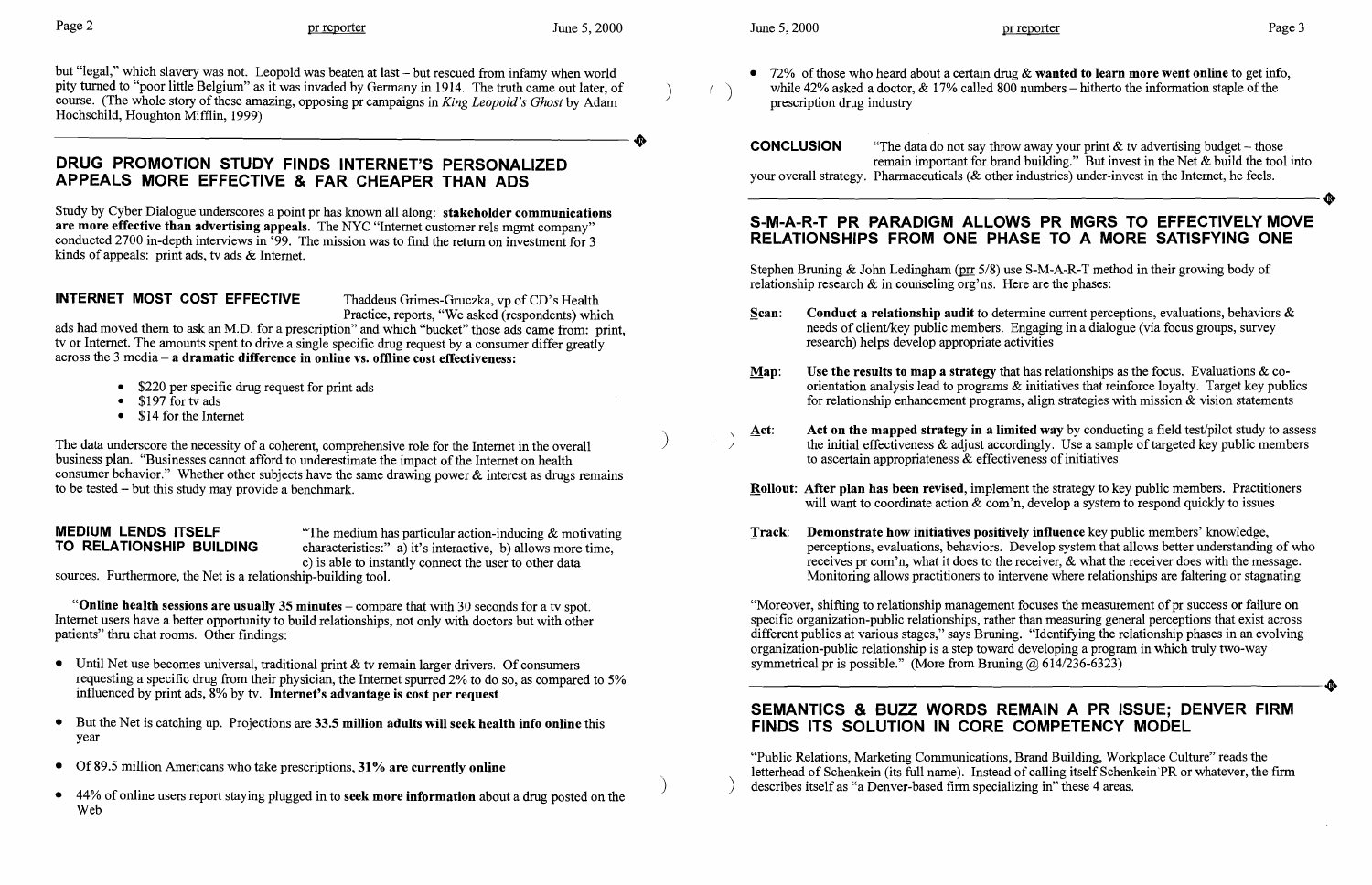but "legal," which slavery was not. Leopold was beaten at last – but rescued from infamy when world pity turned to "poor little Belgium" as it was invaded by Germany in 1914. The truth came out later, of course. (The whole story of these amazing, opposing pr campaigns in *King Leopold's Ghost* by Adam Hochschild, Houghton Mifflin, 1999)

## DRUG PROMOTION STUDY FINDS INTERNET'S PERSONALIZED APPEALS MORE EFFECTIVE & FAR CHEAPER THAN ADS

Study by Cyber Dialogue underscores a point pr has known all along: **stakeholder communications are more effective than advertising appeals**. The NYC "Internet customer rels mgmt company" conducted 2700 in-depth interviews in '99. The mission was to find the return on investment for 3 kinds of appeals: print ads, tv ads & Internet.

**INTERNET MOST COST EFFECTIVE** Thaddeus Grimes-Gruczka, vp of CD's Health Practice, reports, "We asked (respondents) which ads had moved them to ask an M.D. for a prescription" and which "bucket" those ads came from: print, tv or Internet. The amounts spent to drive a single specific drug request by a consumer differ greatly across the 3 media – **a dramatic difference in online vs. offline cost effectiveness:**

- $220 per specific drug request for print ads
- $197 for tv ads
- $14 for the Internet

The data underscore the necessity of a coherent, comprehensive role for the Internet in the overall business plan. "Businesses cannot afford to underestimate the impact of the Internet on health consumer behavior." Whether other subjects have the same drawing power & interest as drugs remains to be tested – but this study may provide a benchmark.

**MEDIUM LENDS ITSELF TO RELATIONSHIP BUILDING** "The medium has particular action-inducing & motivating characteristics:" a) it's interactive, b) allows more time, c) is able to instantly connect the user to other data sources. Furthermore, the Net is a relationship-building tool.

"**Online health sessions are usually 35 minutes** – compare that with 30 seconds for a tv spot. Internet users have a better opportunity to build relationships, not only with doctors but with other patients" thru chat rooms. Other findings:

- Until Net use becomes universal, traditional print & tv remain larger drivers. Of consumers requesting a specific drug from their physician, the Internet spurred 2% to do so, as compared to 5% influenced by print ads, 8% by tv. **Internet's advantage is cost per request**
- But the Net is catching up. Projections are **33.5 million adults will seek health info online** this year
- Of 89.5 million Americans who take prescriptions, **31% are currently online**
- 44% of online users report staying plugged in to **seek more information** about a drug posted on the Web
- 72% of those who heard about a certain drug & **wanted to learn more went online** to get info, while 42% asked a doctor, & 17% called 800 numbers – hitherto the information staple of the prescription drug industry

**CONCLUSION** "The data do not say throw away your print & tv advertising budget – those remain important for brand building." But invest in the Net & build the tool into your overall strategy. Pharmaceuticals (& other industries) under-invest in the Internet, he feels.

## S-M-A-R-T PR PARADIGM ALLOWS PR MGRS TO EFFECTIVELY MOVE RELATIONSHIPS FROM ONE PHASE TO A MORE SATISFYING ONE

Stephen Bruning & John Ledingham (prr 5/8) use S-M-A-R-T method in their growing body of relationship research & in counseling org'ns. Here are the phases:

**Scan**: **Conduct a relationship audit** to determine current perceptions, evaluations, behaviors & needs of client/key public members. Engaging in a dialogue (via focus groups, survey research) helps develop appropriate activities

**Map**: **Use the results to map a strategy** that has relationships as the focus. Evaluations & co-orientation analysis lead to programs & initiatives that reinforce loyalty. Target key publics for relationship enhancement programs, align strategies with mission & vision statements

**Act**: **Act on the mapped strategy in a limited way** by conducting a field test/pilot study to assess the initial effectiveness & adjust accordingly. Use a sample of targeted key public members to ascertain appropriateness & effectiveness of initiatives

**Rollout**: **After plan has been revised**, implement the strategy to key public members. Practitioners will want to coordinate action & com'n, develop a system to respond quickly to issues

**Track**: **Demonstrate how initiatives positively influence** key public members' knowledge, perceptions, evaluations, behaviors. Develop system that allows better understanding of who receives pr com'n, what it does to the receiver, & what the receiver does with the message. Monitoring allows practitioners to intervene where relationships are faltering or stagnating

"Moreover, shifting to relationship management focuses the measurement of pr success or failure on specific organization-public relationships, rather than measuring general perceptions that exist across different publics at various stages," says Bruning. "Identifying the relationship phases in an evolving organization-public relationship is a step toward developing a program in which truly two-way symmetrical pr is possible." (More from Bruning @ 614/236-6323)

## SEMANTICS & BUZZ WORDS REMAIN A PR ISSUE; DENVER FIRM FINDS ITS SOLUTION IN CORE COMPETENCY MODEL

"Public Relations, Marketing Communications, Brand Building, Workplace Culture" reads the letterhead of Schenkein (its full name). Instead of calling itself Schenkein PR or whatever, the firm describes itself as "a Denver-based firm specializing in" these 4 areas.